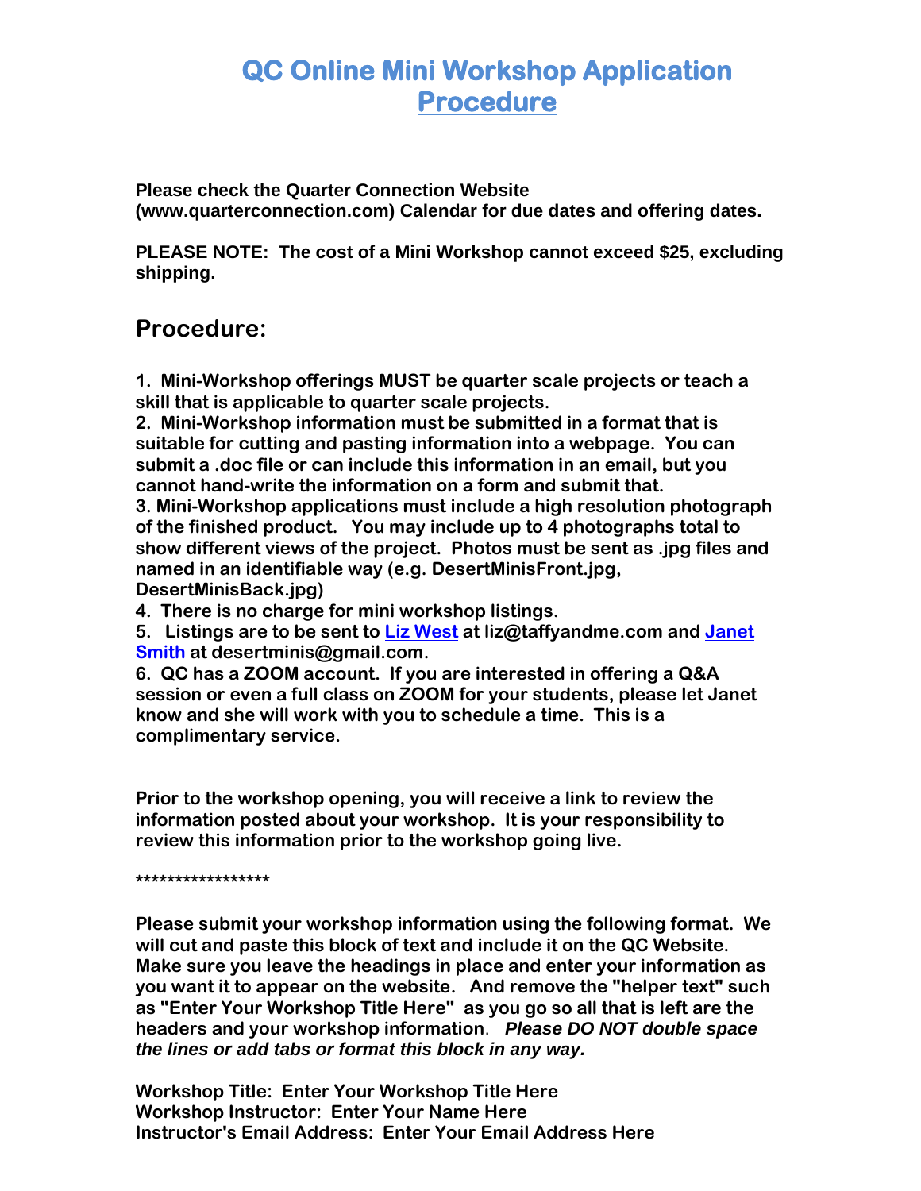# QC Online Mini Workshop Application Procedure

**Please check the Quarter Connection Website (www.quarterconnection.com) Calendar for due dates and offering dates.**

**PLEASE NOTE: The cost of a Mini Workshop cannot exceed $25, excluding shipping.**

## Procedure:

**1. Mini-Workshop offerings MUST be quarter scale projects or teach a skill that is applicable to quarter scale projects.**
**2. Mini-Workshop information must be submitted in a format that is suitable for cutting and pasting information into a webpage. You can submit a .doc file or can include this information in an email, but you cannot hand-write the information on a form and submit that.**
**3. Mini-Workshop applications must include a high resolution photograph of the finished product. You may include up to 4 photographs total to show different views of the project. Photos must be sent as .jpg files and named in an identifiable way (e.g. DesertMinisFront.jpg, DesertMinisBack.jpg)**
**4. There is no charge for mini workshop listings.**
**5. Listings are to be sent to [Liz West] at liz@taffyandme.com and [Janet Smith] at desertminis@gmail.com.**
**6. QC has a ZOOM account. If you are interested in offering a Q&A session or even a full class on ZOOM for your students, please let Janet know and she will work with you to schedule a time. This is a complimentary service.**

**Prior to the workshop opening, you will receive a link to review the information posted about your workshop. It is your responsibility to review this information prior to the workshop going live.**

*****************

**Please submit your workshop information using the following format. We will cut and paste this block of text and include it on the QC Website. Make sure you leave the headings in place and enter your information as you want it to appear on the website. And remove the "helper text" such as "Enter Your Workshop Title Here" as you go so all that is left are the headers and your workshop information.** ***Please DO NOT double space the lines or add tabs or format this block in any way.***

**Workshop Title: Enter Your Workshop Title Here**
**Workshop Instructor: Enter Your Name Here**
**Instructor's Email Address: Enter Your Email Address Here**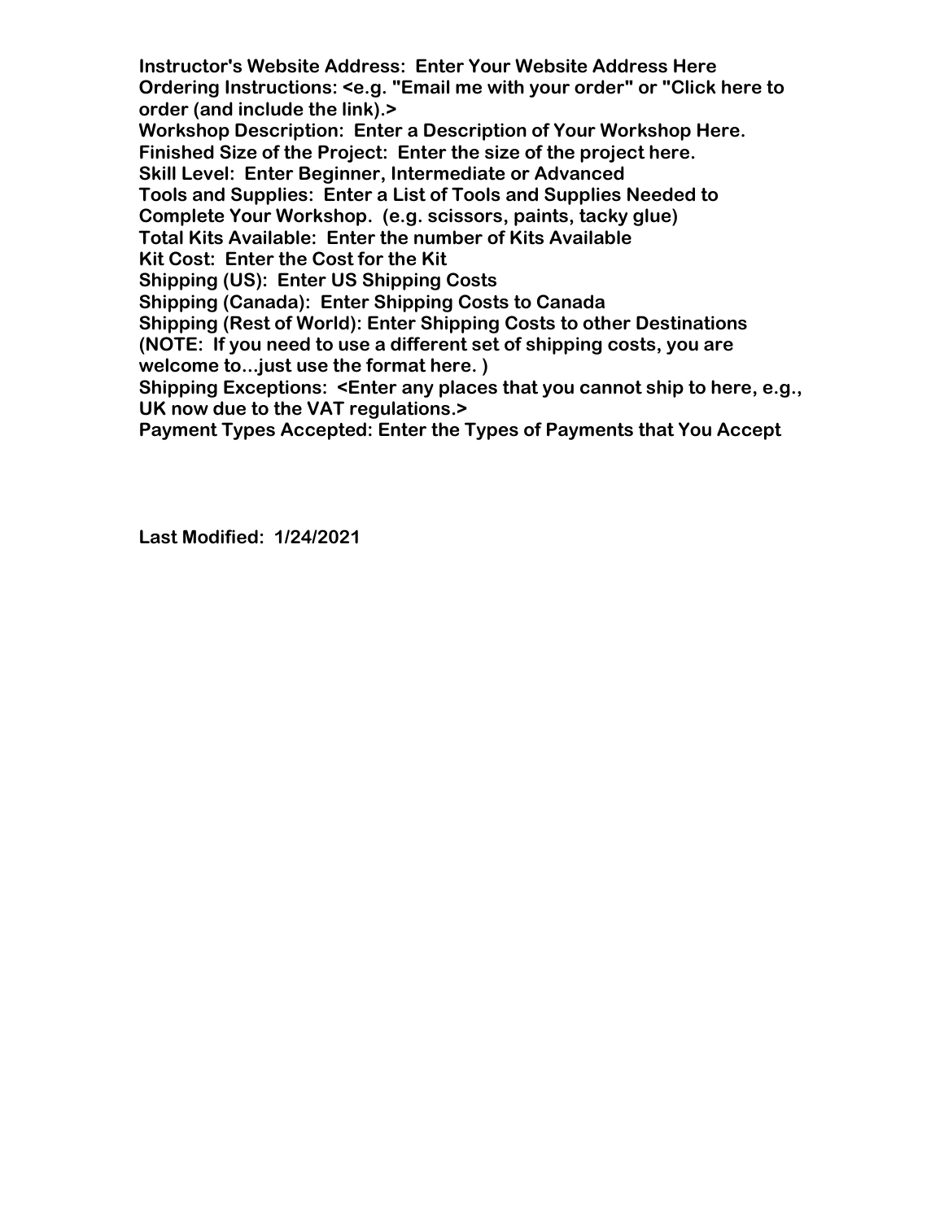**Instructor's Website Address: Enter Your Website Address Here**
**Ordering Instructions: <e.g. "Email me with your order" or "Click here to order (and include the link).>**
**Workshop Description: Enter a Description of Your Workshop Here.**
**Finished Size of the Project: Enter the size of the project here.**
**Skill Level: Enter Beginner, Intermediate or Advanced**
**Tools and Supplies: Enter a List of Tools and Supplies Needed to Complete Your Workshop. (e.g. scissors, paints, tacky glue)**
**Total Kits Available: Enter the number of Kits Available**
**Kit Cost: Enter the Cost for the Kit**
**Shipping (US): Enter US Shipping Costs**
**Shipping (Canada): Enter Shipping Costs to Canada**
**Shipping (Rest of World): Enter Shipping Costs to other Destinations (NOTE: If you need to use a different set of shipping costs, you are welcome to...just use the format here. )**
**Shipping Exceptions: <Enter any places that you cannot ship to here, e.g., UK now due to the VAT regulations.>**
**Payment Types Accepted: Enter the Types of Payments that You Accept**

**Last Modified: 1/24/2021**